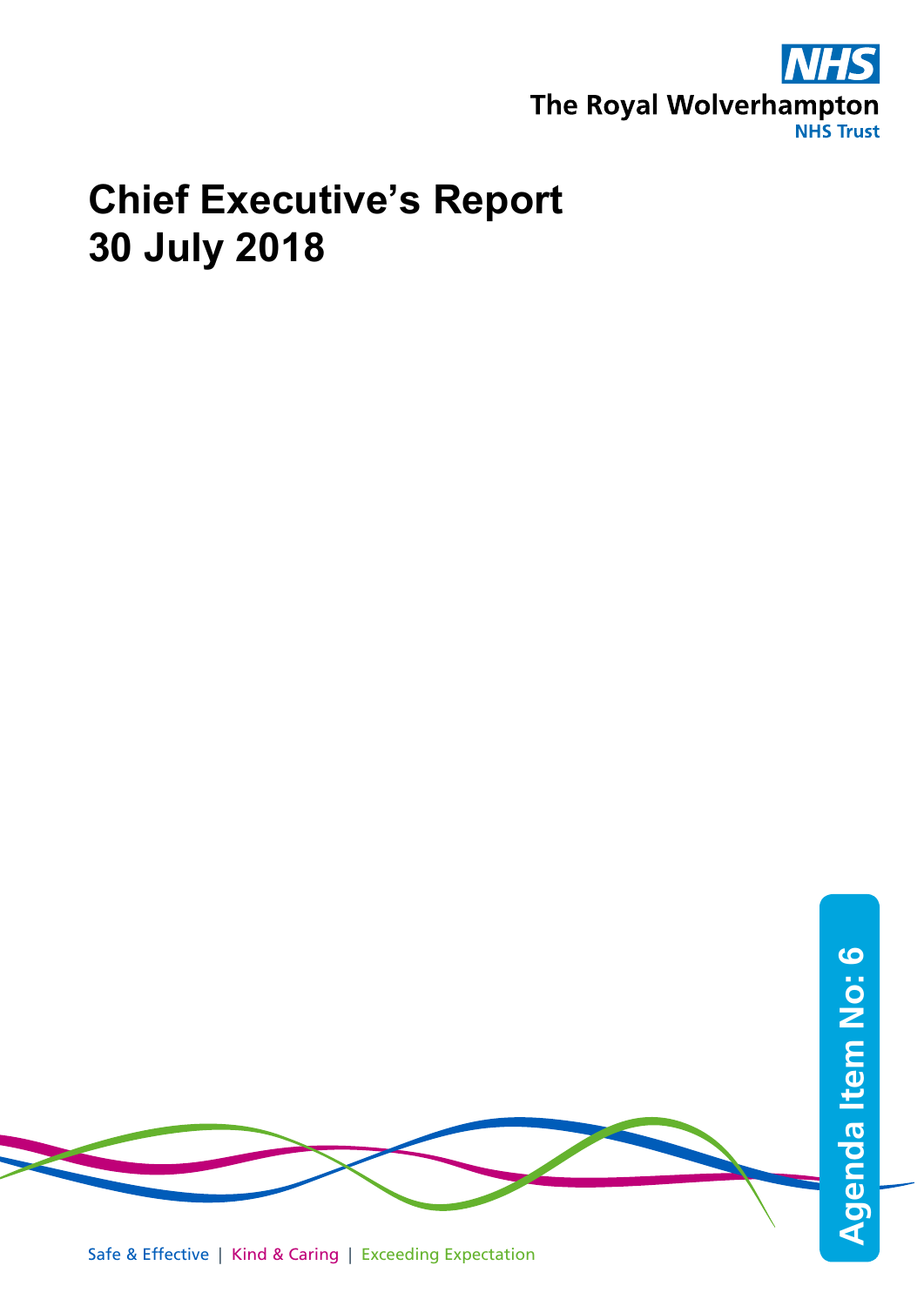NHS

The Royal Wolverhampton NHS Trust

# Chief Executive's Report
# 30 July 2018

Agenda Item No: 6

Safe & Effective | Kind & Caring | Exceeding Expectation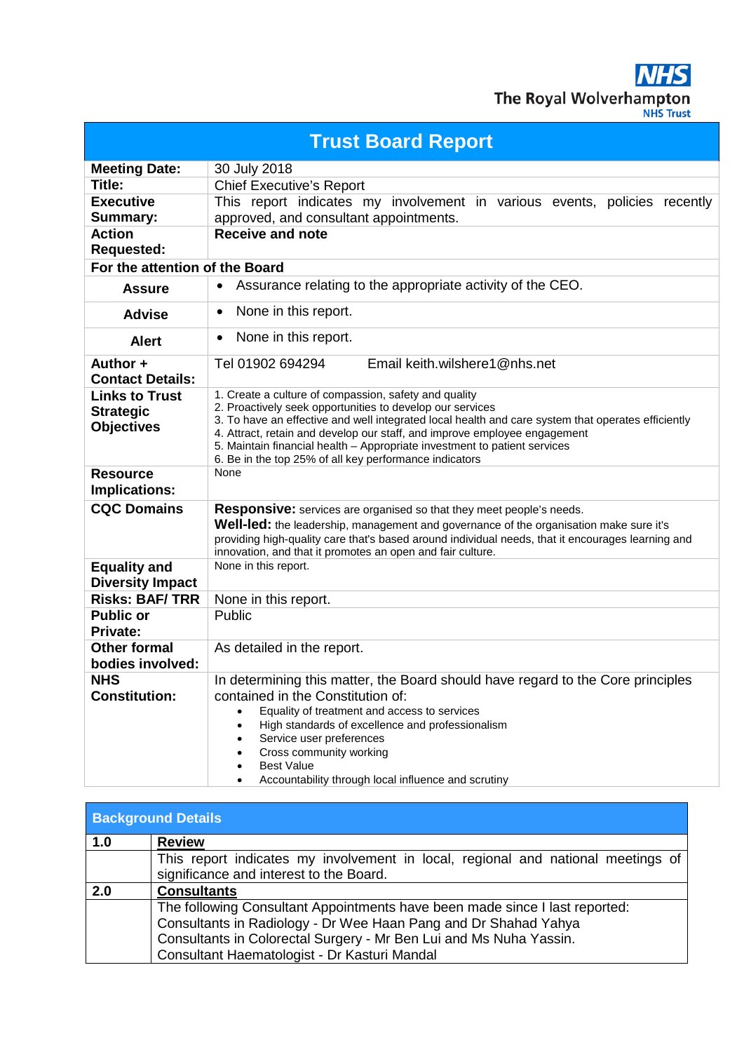The Royal Wolverhampton NHS Trust

# Trust Board Report

| | |
|---|---|
| **Meeting Date:** | 30 July 2018 |
| **Title:** | Chief Executive's Report |
| **Executive Summary:** | This report indicates my involvement in various events, policies recently approved, and consultant appointments. |
| **Action Requested:** | **Receive and note** |
| **For the attention of the Board** | |
| **Assure** | • Assurance relating to the appropriate activity of the CEO. |
| **Advise** | • None in this report. |
| **Alert** | • None in this report. |
| **Author + Contact Details:** | Tel 01902 694294 Email keith.wilshere1@nhs.net |
| **Links to Trust Strategic Objectives** | 1. Create a culture of compassion, safety and quality<br>2. Proactively seek opportunities to develop our services<br>3. To have an effective and well integrated local health and care system that operates efficiently<br>4. Attract, retain and develop our staff, and improve employee engagement<br>5. Maintain financial health – Appropriate investment to patient services<br>6. Be in the top 25% of all key performance indicators |
| **Resource Implications:** | None |
| **CQC Domains** | **Responsive:** services are organised so that they meet people's needs.<br>**Well-led:** the leadership, management and governance of the organisation make sure it's providing high-quality care that's based around individual needs, that it encourages learning and innovation, and that it promotes an open and fair culture. |
| **Equality and Diversity Impact** | None in this report. |
| **Risks: BAF/ TRR** | None in this report. |
| **Public or Private:** | Public |
| **Other formal bodies involved:** | As detailed in the report. |
| **NHS Constitution:** | In determining this matter, the Board should have regard to the Core principles contained in the Constitution of:<br>• Equality of treatment and access to services<br>• High standards of excellence and professionalism<br>• Service user preferences<br>• Cross community working<br>• Best Value<br>• Accountability through local influence and scrutiny |

| **Background Details** | |
|---|---|
| **1.0** | **Review** |
| | This report indicates my involvement in local, regional and national meetings of significance and interest to the Board. |
| **2.0** | **Consultants** |
| | The following Consultant Appointments have been made since I last reported:<br>Consultants in Radiology - Dr Wee Haan Pang and Dr Shahad Yahya<br>Consultants in Colorectal Surgery - Mr Ben Lui and Ms Nuha Yassin.<br>Consultant Haematologist - Dr Kasturi Mandal |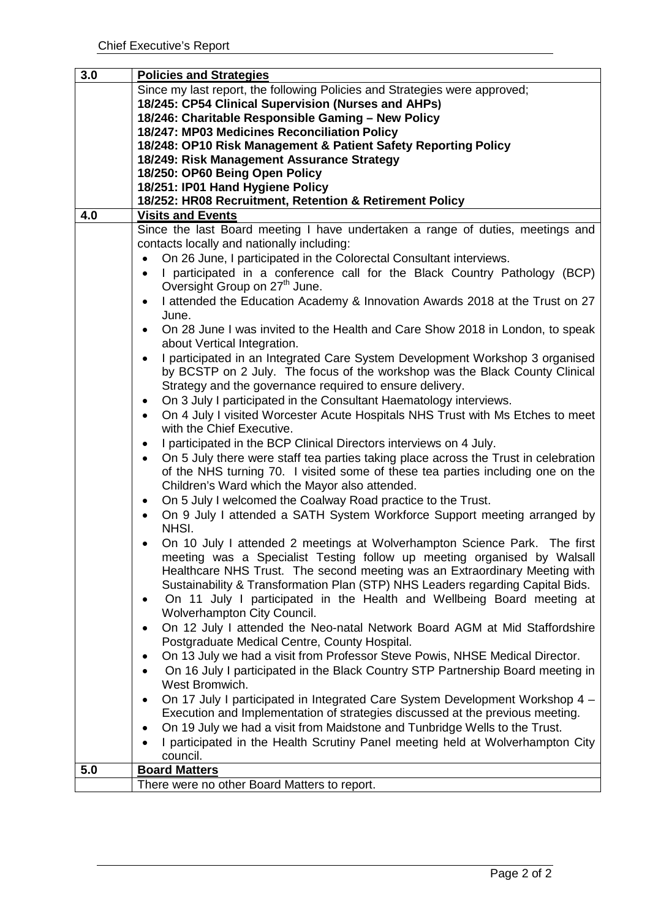| | |
|---|---|
| **3.0** | **Policies and Strategies** |
| | Since my last report, the following Policies and Strategies were approved;<br>**18/245: CP54 Clinical Supervision (Nurses and AHPs)**<br>**18/246: Charitable Responsible Gaming – New Policy**<br>**18/247: MP03 Medicines Reconciliation Policy**<br>**18/248: OP10 Risk Management & Patient Safety Reporting Policy**<br>**18/249: Risk Management Assurance Strategy**<br>**18/250: OP60 Being Open Policy**<br>**18/251: IP01 Hand Hygiene Policy**<br>**18/252: HR08 Recruitment, Retention & Retirement Policy** |
| **4.0** | **Visits and Events** |
| | Since the last Board meeting I have undertaken a range of duties, meetings and contacts locally and nationally including:<br>• On 26 June, I participated in the Colorectal Consultant interviews.<br>• I participated in a conference call for the Black Country Pathology (BCP) Oversight Group on 27th June.<br>• I attended the Education Academy & Innovation Awards 2018 at the Trust on 27 June.<br>• On 28 June I was invited to the Health and Care Show 2018 in London, to speak about Vertical Integration.<br>• I participated in an Integrated Care System Development Workshop 3 organised by BCSTP on 2 July. The focus of the workshop was the Black County Clinical Strategy and the governance required to ensure delivery.<br>• On 3 July I participated in the Consultant Haematology interviews.<br>• On 4 July I visited Worcester Acute Hospitals NHS Trust with Ms Etches to meet with the Chief Executive.<br>• I participated in the BCP Clinical Directors interviews on 4 July.<br>• On 5 July there were staff tea parties taking place across the Trust in celebration of the NHS turning 70. I visited some of these tea parties including one on the Children's Ward which the Mayor also attended.<br>• On 5 July I welcomed the Coalway Road practice to the Trust.<br>• On 9 July I attended a SATH System Workforce Support meeting arranged by NHSI.<br>• On 10 July I attended 2 meetings at Wolverhampton Science Park. The first meeting was a Specialist Testing follow up meeting organised by Walsall Healthcare NHS Trust. The second meeting was an Extraordinary Meeting with Sustainability & Transformation Plan (STP) NHS Leaders regarding Capital Bids.<br>• On 11 July I participated in the Health and Wellbeing Board meeting at Wolverhampton City Council.<br>• On 12 July I attended the Neo-natal Network Board AGM at Mid Staffordshire Postgraduate Medical Centre, County Hospital.<br>• On 13 July we had a visit from Professor Steve Powis, NHSE Medical Director.<br>• On 16 July I participated in the Black Country STP Partnership Board meeting in West Bromwich.<br>• On 17 July I participated in Integrated Care System Development Workshop 4 – Execution and Implementation of strategies discussed at the previous meeting.<br>• On 19 July we had a visit from Maidstone and Tunbridge Wells to the Trust.<br>• I participated in the Health Scrutiny Panel meeting held at Wolverhampton City council. |
| **5.0** | **Board Matters** |
| | There were no other Board Matters to report. |